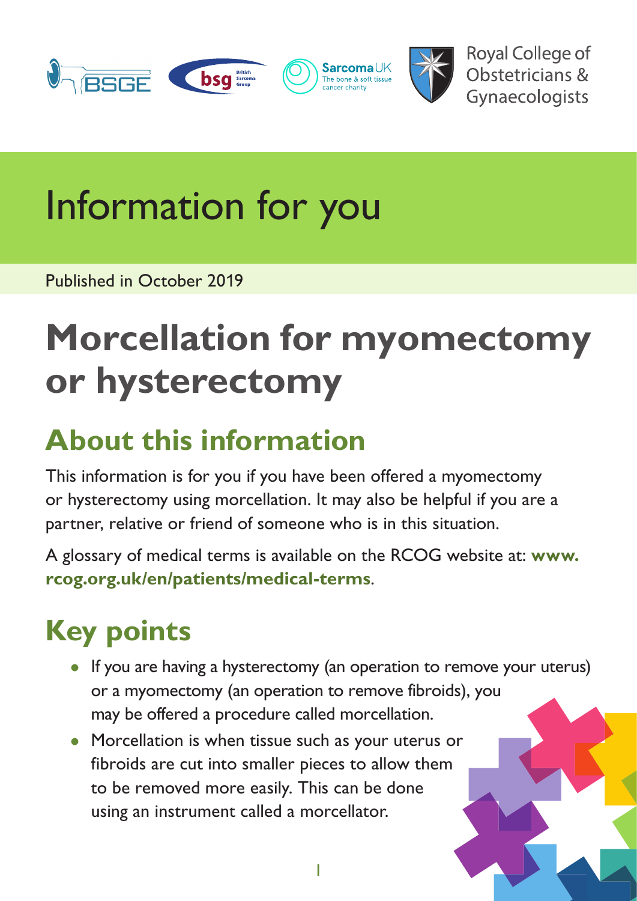Royal College of Obstetricians & Gynaecologists

# Information for you

Published in October 2019

# Morcellation for myomectomy or hysterectomy

## About this information

This information is for you if you have been offered a myomectomy or hysterectomy using morcellation. It may also be helpful if you are a partner, relative or friend of someone who is in this situation.

A glossary of medical terms is available on the RCOG website at: **www.rcog.org.uk/en/patients/medical-terms**.

## Key points

- If you are having a hysterectomy (an operation to remove your uterus) or a myomectomy (an operation to remove fibroids), you may be offered a procedure called morcellation.
- Morcellation is when tissue such as your uterus or fibroids are cut into smaller pieces to allow them to be removed more easily. This can be done using an instrument called a morcellator.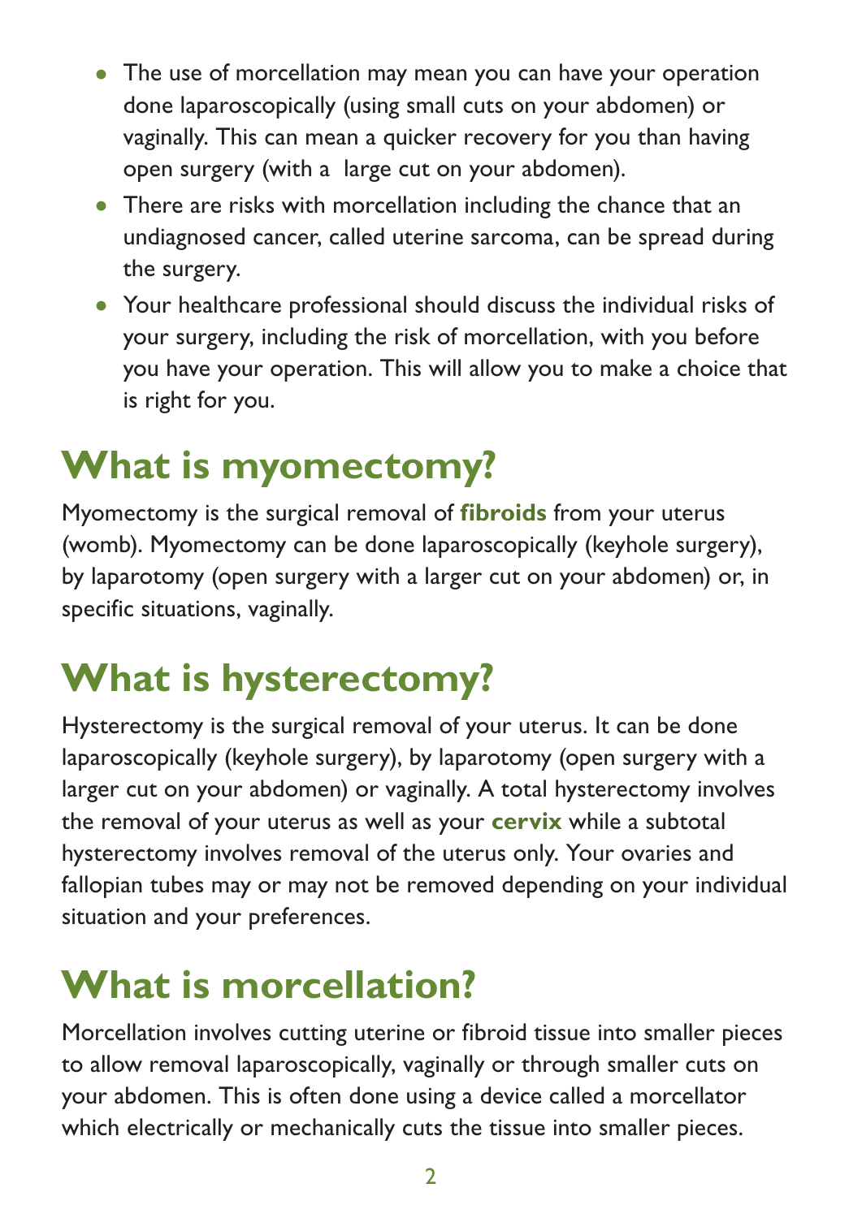- The use of morcellation may mean you can have your operation done laparoscopically (using small cuts on your abdomen) or vaginally. This can mean a quicker recovery for you than having open surgery (with a large cut on your abdomen).
- There are risks with morcellation including the chance that an undiagnosed cancer, called uterine sarcoma, can be spread during the surgery.
- Your healthcare professional should discuss the individual risks of your surgery, including the risk of morcellation, with you before you have your operation. This will allow you to make a choice that is right for you.

## What is myomectomy?

Myomectomy is the surgical removal of **fibroids** from your uterus (womb). Myomectomy can be done laparoscopically (keyhole surgery), by laparotomy (open surgery with a larger cut on your abdomen) or, in specific situations, vaginally.

## What is hysterectomy?

Hysterectomy is the surgical removal of your uterus. It can be done laparoscopically (keyhole surgery), by laparotomy (open surgery with a larger cut on your abdomen) or vaginally. A total hysterectomy involves the removal of your uterus as well as your **cervix** while a subtotal hysterectomy involves removal of the uterus only. Your ovaries and fallopian tubes may or may not be removed depending on your individual situation and your preferences.

## What is morcellation?

Morcellation involves cutting uterine or fibroid tissue into smaller pieces to allow removal laparoscopically, vaginally or through smaller cuts on your abdomen. This is often done using a device called a morcellator which electrically or mechanically cuts the tissue into smaller pieces.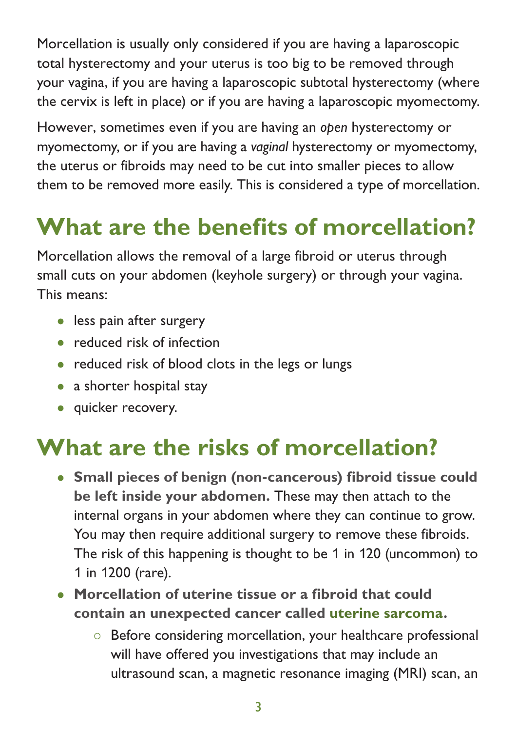Morcellation is usually only considered if you are having a laparoscopic total hysterectomy and your uterus is too big to be removed through your vagina, if you are having a laparoscopic subtotal hysterectomy (where the cervix is left in place) or if you are having a laparoscopic myomectomy.

However, sometimes even if you are having an *open* hysterectomy or myomectomy, or if you are having a *vaginal* hysterectomy or myomectomy, the uterus or fibroids may need to be cut into smaller pieces to allow them to be removed more easily. This is considered a type of morcellation.

## What are the benefits of morcellation?

Morcellation allows the removal of a large fibroid or uterus through small cuts on your abdomen (keyhole surgery) or through your vagina. This means:

- less pain after surgery
- reduced risk of infection
- reduced risk of blood clots in the legs or lungs
- a shorter hospital stay
- quicker recovery.

## What are the risks of morcellation?

- **Small pieces of benign (non-cancerous) fibroid tissue could be left inside your abdomen.** These may then attach to the internal organs in your abdomen where they can continue to grow. You may then require additional surgery to remove these fibroids. The risk of this happening is thought to be 1 in 120 (uncommon) to 1 in 1200 (rare).
- **Morcellation of uterine tissue or a fibroid that could contain an unexpected cancer called uterine sarcoma.**
  - Before considering morcellation, your healthcare professional will have offered you investigations that may include an ultrasound scan, a magnetic resonance imaging (MRI) scan, an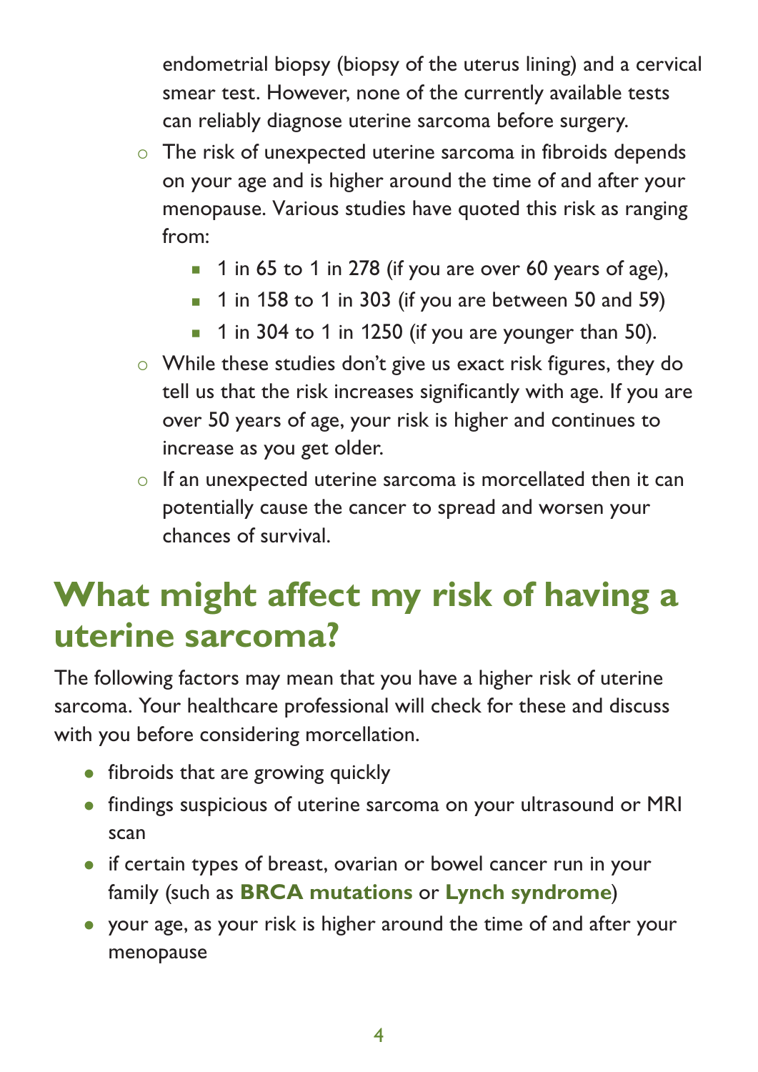endometrial biopsy (biopsy of the uterus lining) and a cervical smear test. However, none of the currently available tests can reliably diagnose uterine sarcoma before surgery.

- The risk of unexpected uterine sarcoma in fibroids depends on your age and is higher around the time of and after your menopause. Various studies have quoted this risk as ranging from:
  - 1 in 65 to 1 in 278 (if you are over 60 years of age),
  - 1 in 158 to 1 in 303 (if you are between 50 and 59)
  - 1 in 304 to 1 in 1250 (if you are younger than 50).
- While these studies don't give us exact risk figures, they do tell us that the risk increases significantly with age. If you are over 50 years of age, your risk is higher and continues to increase as you get older.
- If an unexpected uterine sarcoma is morcellated then it can potentially cause the cancer to spread and worsen your chances of survival.

## What might affect my risk of having a uterine sarcoma?

The following factors may mean that you have a higher risk of uterine sarcoma. Your healthcare professional will check for these and discuss with you before considering morcellation.

- fibroids that are growing quickly
- findings suspicious of uterine sarcoma on your ultrasound or MRI scan
- if certain types of breast, ovarian or bowel cancer run in your family (such as **BRCA mutations** or **Lynch syndrome**)
- your age, as your risk is higher around the time of and after your menopause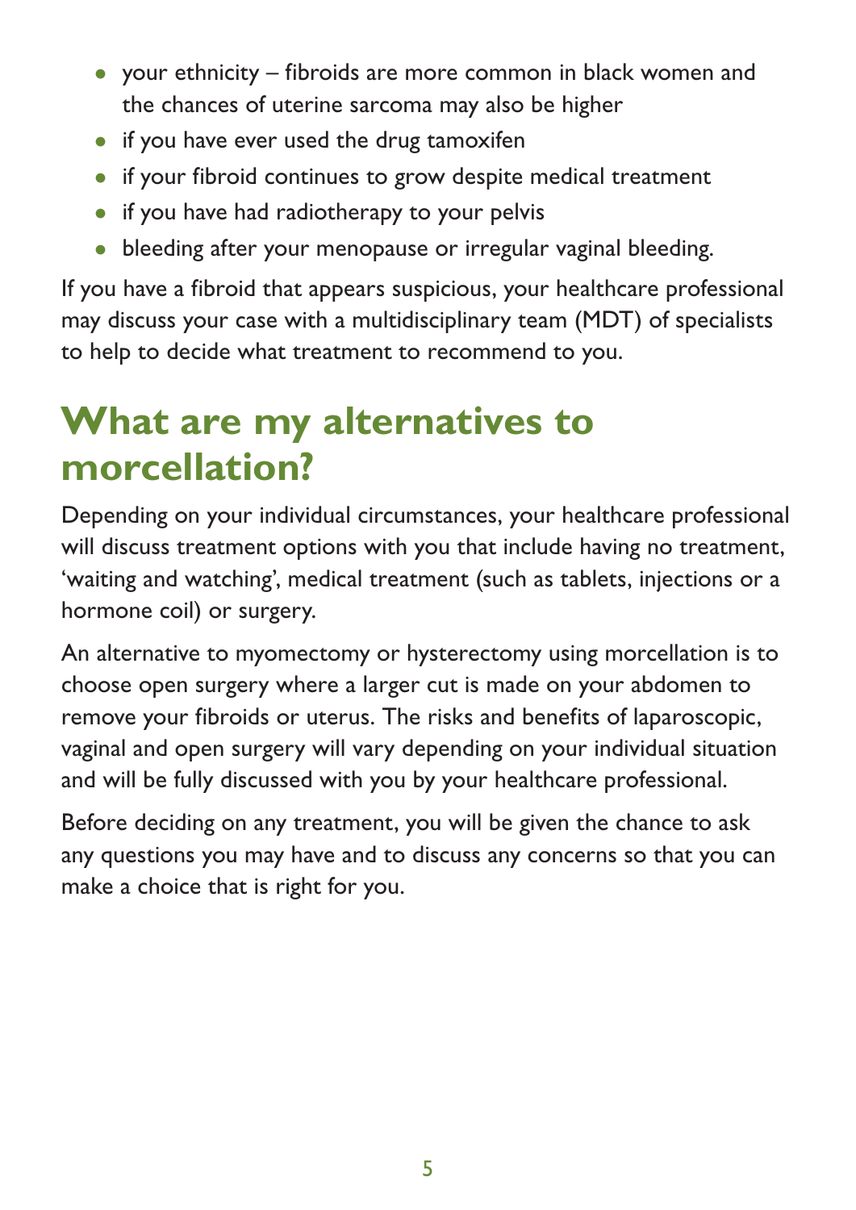- your ethnicity – fibroids are more common in black women and the chances of uterine sarcoma may also be higher
- if you have ever used the drug tamoxifen
- if your fibroid continues to grow despite medical treatment
- if you have had radiotherapy to your pelvis
- bleeding after your menopause or irregular vaginal bleeding.

If you have a fibroid that appears suspicious, your healthcare professional may discuss your case with a multidisciplinary team (MDT) of specialists to help to decide what treatment to recommend to you.

# What are my alternatives to morcellation?

Depending on your individual circumstances, your healthcare professional will discuss treatment options with you that include having no treatment, 'waiting and watching', medical treatment (such as tablets, injections or a hormone coil) or surgery.

An alternative to myomectomy or hysterectomy using morcellation is to choose open surgery where a larger cut is made on your abdomen to remove your fibroids or uterus. The risks and benefits of laparoscopic, vaginal and open surgery will vary depending on your individual situation and will be fully discussed with you by your healthcare professional.

Before deciding on any treatment, you will be given the chance to ask any questions you may have and to discuss any concerns so that you can make a choice that is right for you.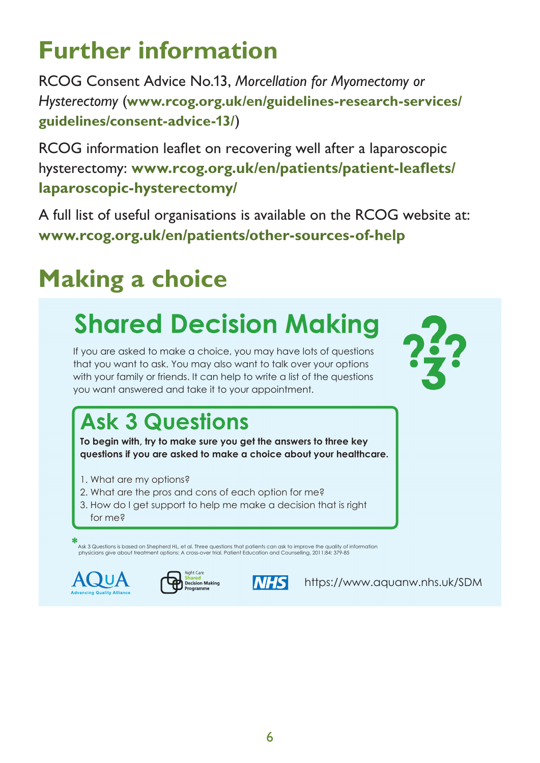# Further information

RCOG Consent Advice No.13, *Morcellation for Myomectomy or Hysterectomy* (**www.rcog.org.uk/en/guidelines-research-services/guidelines/consent-advice-13/**)

RCOG information leaflet on recovering well after a laparoscopic hysterectomy: **www.rcog.org.uk/en/patients/patient-leaflets/laparoscopic-hysterectomy/**

A full list of useful organisations is available on the RCOG website at: **www.rcog.org.uk/en/patients/other-sources-of-help**

# Making a choice

## Shared Decision Making

If you are asked to make a choice, you may have lots of questions that you want to ask. You may also want to talk over your options with your family or friends. It can help to write a list of the questions you want answered and take it to your appointment.

### Ask 3 Questions

**To begin with, try to make sure you get the answers to three key questions if you are asked to make a choice about your healthcare.**

1. What are my options?
2. What are the pros and cons of each option for me?
3. How do I get support to help me make a decision that is right for me?

* Ask 3 Questions is based on Shepherd HL, et al. Three questions that patients can ask to improve the quality of information physicians give about treatment options: A cross-over trial. Patient Education and Counselling, 2011:84: 379-85

AQuA Advancing Quality Alliance — Right Care Shared Decision Making Programme — NHS — https://www.aquanw.nhs.uk/SDM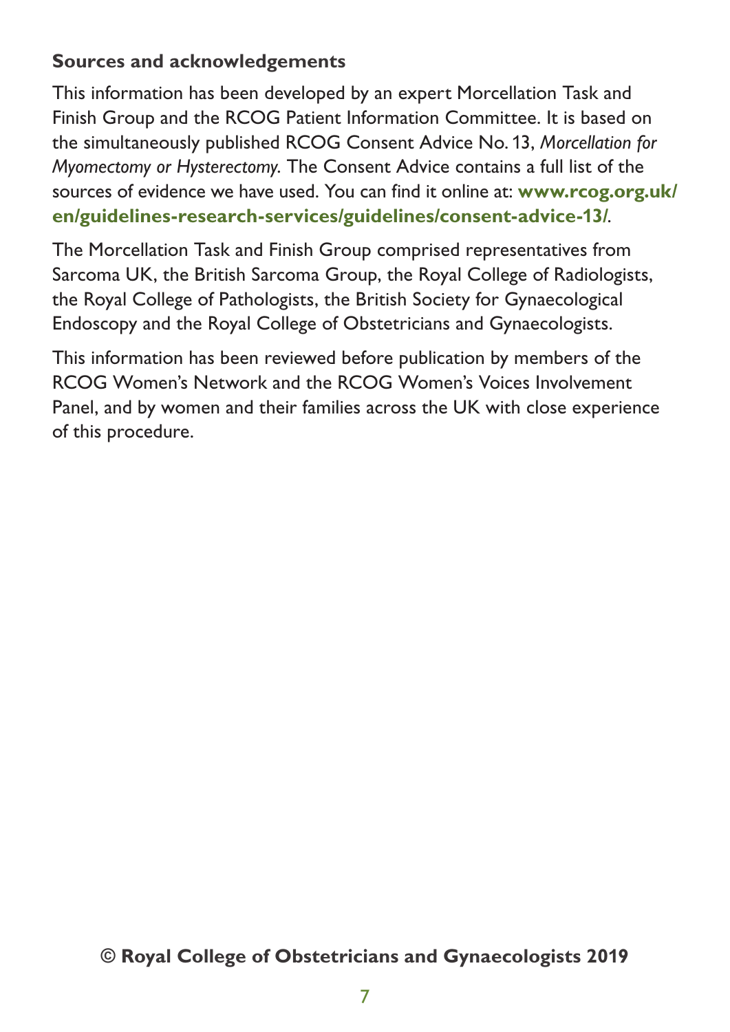## Sources and acknowledgements

This information has been developed by an expert Morcellation Task and Finish Group and the RCOG Patient Information Committee. It is based on the simultaneously published RCOG Consent Advice No. 13, *Morcellation for Myomectomy or Hysterectomy*. The Consent Advice contains a full list of the sources of evidence we have used. You can find it online at: **www.rcog.org.uk/en/guidelines-research-services/guidelines/consent-advice-13/**.

The Morcellation Task and Finish Group comprised representatives from Sarcoma UK, the British Sarcoma Group, the Royal College of Radiologists, the Royal College of Pathologists, the British Society for Gynaecological Endoscopy and the Royal College of Obstetricians and Gynaecologists.

This information has been reviewed before publication by members of the RCOG Women's Network and the RCOG Women's Voices Involvement Panel, and by women and their families across the UK with close experience of this procedure.

**© Royal College of Obstetricians and Gynaecologists 2019**